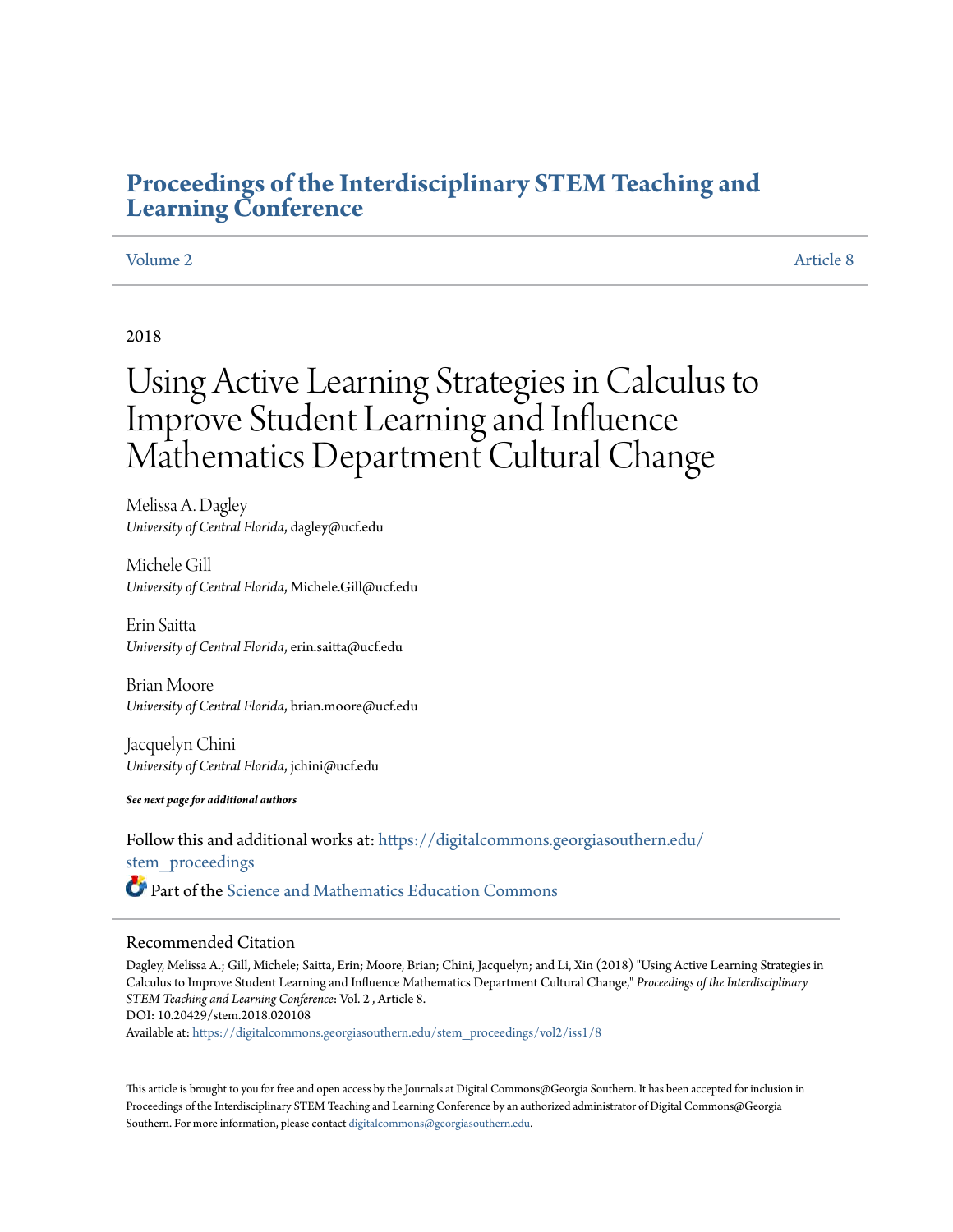# Proceedings of the Interdisciplinary STEM Teaching and Learning Conference

Volume 2 | Article 8

2018

# Using Active Learning Strategies in Calculus to Improve Student Learning and Influence Mathematics Department Cultural Change

Melissa A. Dagley
*University of Central Florida*, dagley@ucf.edu

Michele Gill
*University of Central Florida*, Michele.Gill@ucf.edu

Erin Saitta
*University of Central Florida*, erin.saitta@ucf.edu

Brian Moore
*University of Central Florida*, brian.moore@ucf.edu

Jacquelyn Chini
*University of Central Florida*, jchini@ucf.edu

***See next page for additional authors***

Follow this and additional works at: https://digitalcommons.georgiasouthern.edu/stem_proceedings

Part of the Science and Mathematics Education Commons

## Recommended Citation

Dagley, Melissa A.; Gill, Michele; Saitta, Erin; Moore, Brian; Chini, Jacquelyn; and Li, Xin (2018) "Using Active Learning Strategies in Calculus to Improve Student Learning and Influence Mathematics Department Cultural Change," *Proceedings of the Interdisciplinary STEM Teaching and Learning Conference*: Vol. 2 , Article 8.
DOI: 10.20429/stem.2018.020108
Available at: https://digitalcommons.georgiasouthern.edu/stem_proceedings/vol2/iss1/8

This article is brought to you for free and open access by the Journals at Digital Commons@Georgia Southern. It has been accepted for inclusion in Proceedings of the Interdisciplinary STEM Teaching and Learning Conference by an authorized administrator of Digital Commons@Georgia Southern. For more information, please contact digitalcommons@georgiasouthern.edu.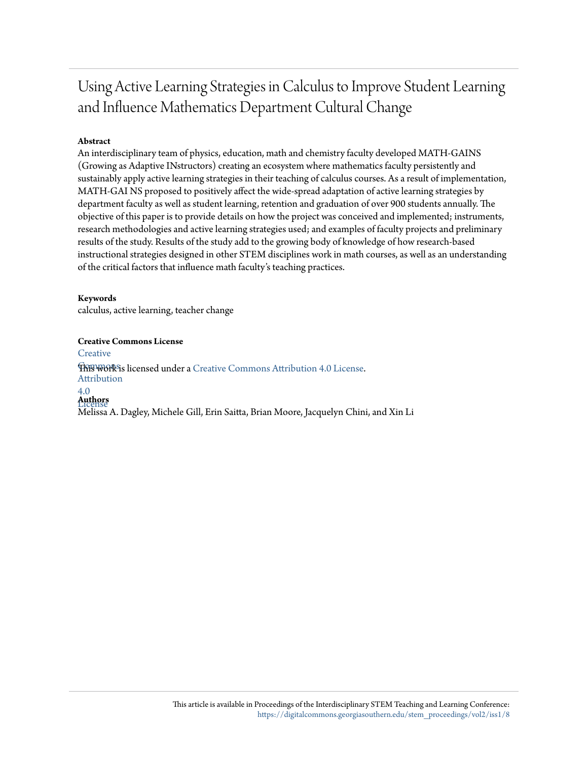# Using Active Learning Strategies in Calculus to Improve Student Learning and Influence Mathematics Department Cultural Change

**Abstract**

An interdisciplinary team of physics, education, math and chemistry faculty developed MATH-GAINS (Growing as Adaptive INstructors) creating an ecosystem where mathematics faculty persistently and sustainably apply active learning strategies in their teaching of calculus courses. As a result of implementation, MATH-GAI NS proposed to positively affect the wide-spread adaptation of active learning strategies by department faculty as well as student learning, retention and graduation of over 900 students annually. The objective of this paper is to provide details on how the project was conceived and implemented; instruments, research methodologies and active learning strategies used; and examples of faculty projects and preliminary results of the study. Results of the study add to the growing body of knowledge of how research-based instructional strategies designed in other STEM disciplines work in math courses, as well as an understanding of the critical factors that influence math faculty's teaching practices.

**Keywords**

calculus, active learning, teacher change

**Creative Commons License**

This work is licensed under a Creative Commons Attribution 4.0 License.

**Authors**

Melissa A. Dagley, Michele Gill, Erin Saitta, Brian Moore, Jacquelyn Chini, and Xin Li

This article is available in Proceedings of the Interdisciplinary STEM Teaching and Learning Conference: https://digitalcommons.georgiasouthern.edu/stem_proceedings/vol2/iss1/8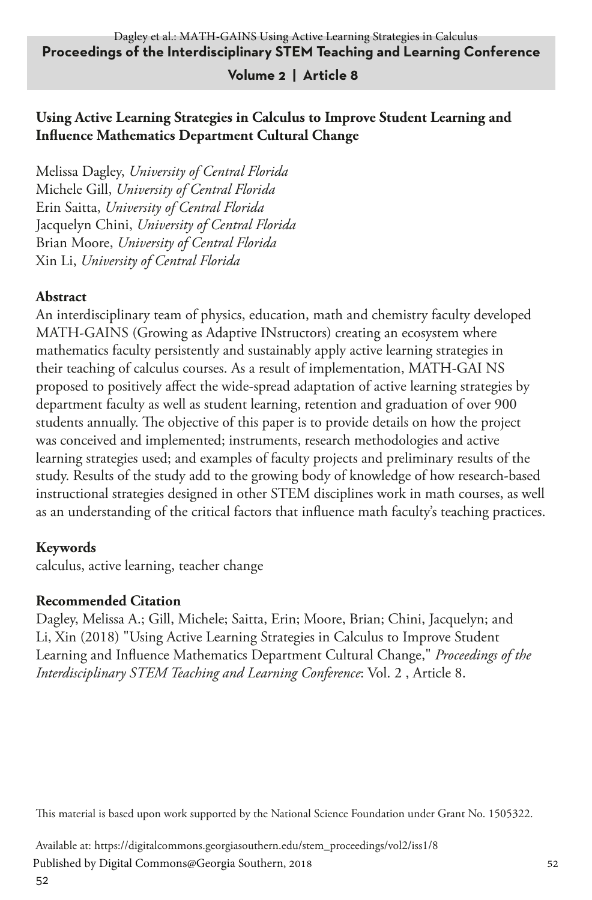## Using Active Learning Strategies in Calculus to Improve Student Learning and Influence Mathematics Department Cultural Change

Melissa Dagley, *University of Central Florida*
Michele Gill, *University of Central Florida*
Erin Saitta, *University of Central Florida*
Jacquelyn Chini, *University of Central Florida*
Brian Moore, *University of Central Florida*
Xin Li, *University of Central Florida*

### Abstract

An interdisciplinary team of physics, education, math and chemistry faculty developed MATH-GAINS (Growing as Adaptive INstructors) creating an ecosystem where mathematics faculty persistently and sustainably apply active learning strategies in their teaching of calculus courses. As a result of implementation, MATH-GAI NS proposed to positively affect the wide-spread adaptation of active learning strategies by department faculty as well as student learning, retention and graduation of over 900 students annually. The objective of this paper is to provide details on how the project was conceived and implemented; instruments, research methodologies and active learning strategies used; and examples of faculty projects and preliminary results of the study. Results of the study add to the growing body of knowledge of how research-based instructional strategies designed in other STEM disciplines work in math courses, as well as an understanding of the critical factors that influence math faculty's teaching practices.

### Keywords

calculus, active learning, teacher change

### Recommended Citation

Dagley, Melissa A.; Gill, Michele; Saitta, Erin; Moore, Brian; Chini, Jacquelyn; and Li, Xin (2018) "Using Active Learning Strategies in Calculus to Improve Student Learning and Influence Mathematics Department Cultural Change," *Proceedings of the Interdisciplinary STEM Teaching and Learning Conference*: Vol. 2 , Article 8.

This material is based upon work supported by the National Science Foundation under Grant No. 1505322.

Available at: https://digitalcommons.georgiasouthern.edu/stem_proceedings/vol2/iss1/8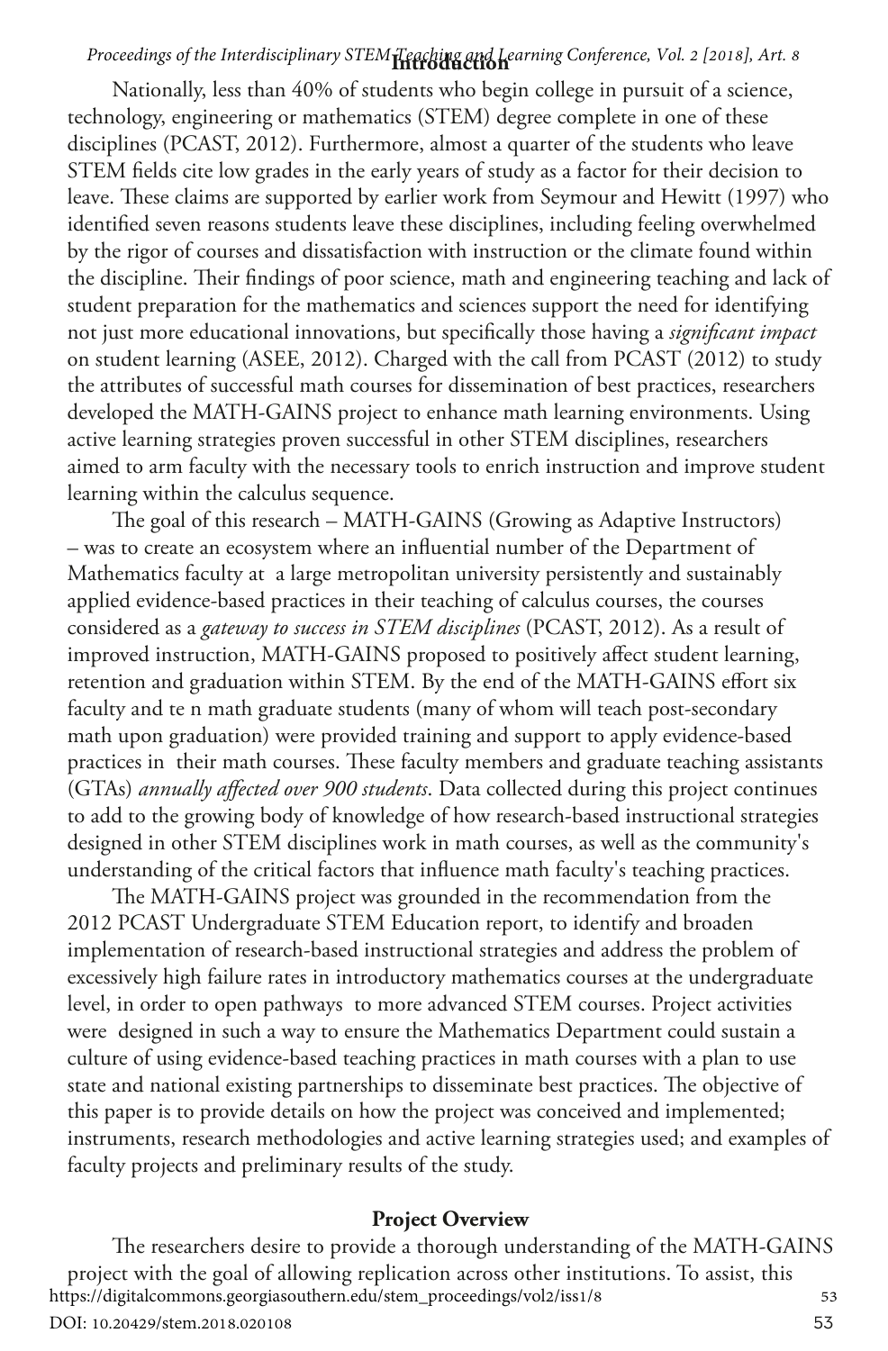## Introduction

Nationally, less than 40% of students who begin college in pursuit of a science, technology, engineering or mathematics (STEM) degree complete in one of these disciplines (PCAST, 2012). Furthermore, almost a quarter of the students who leave STEM fields cite low grades in the early years of study as a factor for their decision to leave. These claims are supported by earlier work from Seymour and Hewitt (1997) who identified seven reasons students leave these disciplines, including feeling overwhelmed by the rigor of courses and dissatisfaction with instruction or the climate found within the discipline. Their findings of poor science, math and engineering teaching and lack of student preparation for the mathematics and sciences support the need for identifying not just more educational innovations, but specifically those having a *significant impact* on student learning (ASEE, 2012). Charged with the call from PCAST (2012) to study the attributes of successful math courses for dissemination of best practices, researchers developed the MATH-GAINS project to enhance math learning environments. Using active learning strategies proven successful in other STEM disciplines, researchers aimed to arm faculty with the necessary tools to enrich instruction and improve student learning within the calculus sequence.

The goal of this research – MATH-GAINS (Growing as Adaptive Instructors) – was to create an ecosystem where an influential number of the Department of Mathematics faculty at a large metropolitan university persistently and sustainably applied evidence-based practices in their teaching of calculus courses, the courses considered as a *gateway to success in STEM disciplines* (PCAST, 2012). As a result of improved instruction, MATH-GAINS proposed to positively affect student learning, retention and graduation within STEM. By the end of the MATH-GAINS effort six faculty and te n math graduate students (many of whom will teach post-secondary math upon graduation) were provided training and support to apply evidence-based practices in their math courses. These faculty members and graduate teaching assistants (GTAs) *annually affected over 900 students*. Data collected during this project continues to add to the growing body of knowledge of how research-based instructional strategies designed in other STEM disciplines work in math courses, as well as the community's understanding of the critical factors that influence math faculty's teaching practices.

The MATH-GAINS project was grounded in the recommendation from the 2012 PCAST Undergraduate STEM Education report, to identify and broaden implementation of research-based instructional strategies and address the problem of excessively high failure rates in introductory mathematics courses at the undergraduate level, in order to open pathways to more advanced STEM courses. Project activities were designed in such a way to ensure the Mathematics Department could sustain a culture of using evidence-based teaching practices in math courses with a plan to use state and national existing partnerships to disseminate best practices. The objective of this paper is to provide details on how the project was conceived and implemented; instruments, research methodologies and active learning strategies used; and examples of faculty projects and preliminary results of the study.

## Project Overview

The researchers desire to provide a thorough understanding of the MATH-GAINS project with the goal of allowing replication across other institutions. To assist, this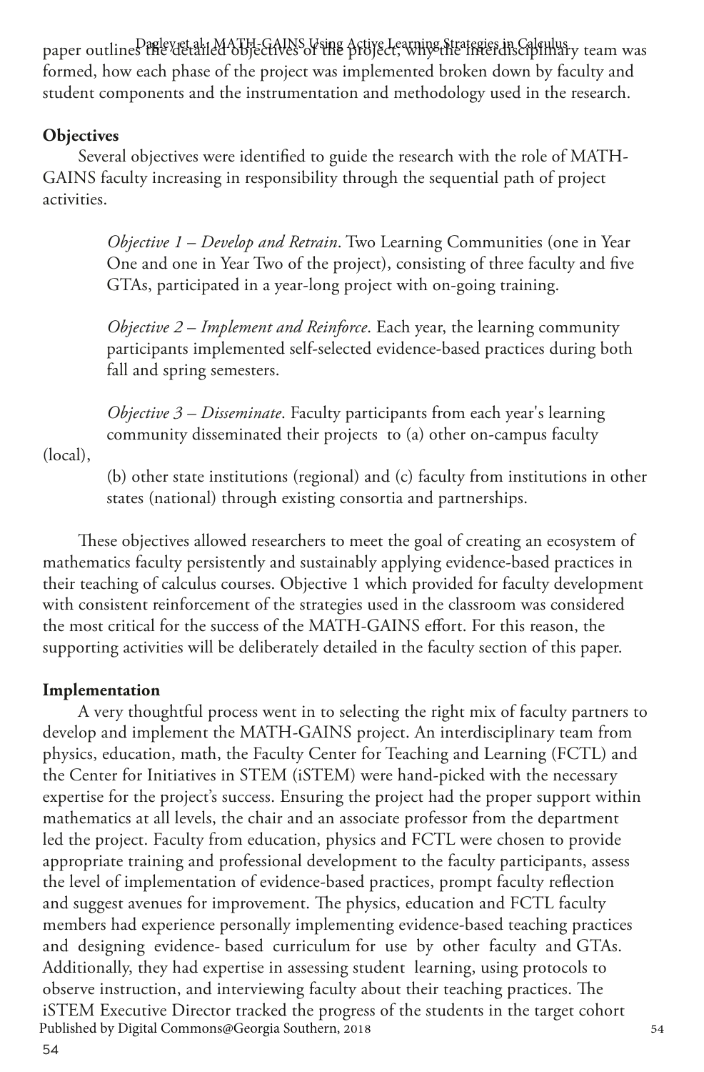paper outlines the detailed objectives of the project, why the interdisciplinary team was formed, how each phase of the project was implemented broken down by faculty and student components and the instrumentation and methodology used in the research.

**Objectives**

Several objectives were identified to guide the research with the role of MATH-GAINS faculty increasing in responsibility through the sequential path of project activities.

> *Objective 1 – Develop and Retrain*. Two Learning Communities (one in Year One and one in Year Two of the project), consisting of three faculty and five GTAs, participated in a year-long project with on-going training.
>
> *Objective 2 – Implement and Reinforce*. Each year, the learning community participants implemented self-selected evidence-based practices during both fall and spring semesters.
>
> *Objective 3 – Disseminate*. Faculty participants from each year's learning community disseminated their projects to (a) other on-campus faculty (local), (b) other state institutions (regional) and (c) faculty from institutions in other states (national) through existing consortia and partnerships.

These objectives allowed researchers to meet the goal of creating an ecosystem of mathematics faculty persistently and sustainably applying evidence-based practices in their teaching of calculus courses. Objective 1 which provided for faculty development with consistent reinforcement of the strategies used in the classroom was considered the most critical for the success of the MATH-GAINS effort. For this reason, the supporting activities will be deliberately detailed in the faculty section of this paper.

**Implementation**

A very thoughtful process went in to selecting the right mix of faculty partners to develop and implement the MATH-GAINS project. An interdisciplinary team from physics, education, math, the Faculty Center for Teaching and Learning (FCTL) and the Center for Initiatives in STEM (iSTEM) were hand-picked with the necessary expertise for the project's success. Ensuring the project had the proper support within mathematics at all levels, the chair and an associate professor from the department led the project. Faculty from education, physics and FCTL were chosen to provide appropriate training and professional development to the faculty participants, assess the level of implementation of evidence-based practices, prompt faculty reflection and suggest avenues for improvement. The physics, education and FCTL faculty members had experience personally implementing evidence-based teaching practices and designing evidence- based curriculum for use by other faculty and GTAs. Additionally, they had expertise in assessing student learning, using protocols to observe instruction, and interviewing faculty about their teaching practices. The iSTEM Executive Director tracked the progress of the students in the target cohort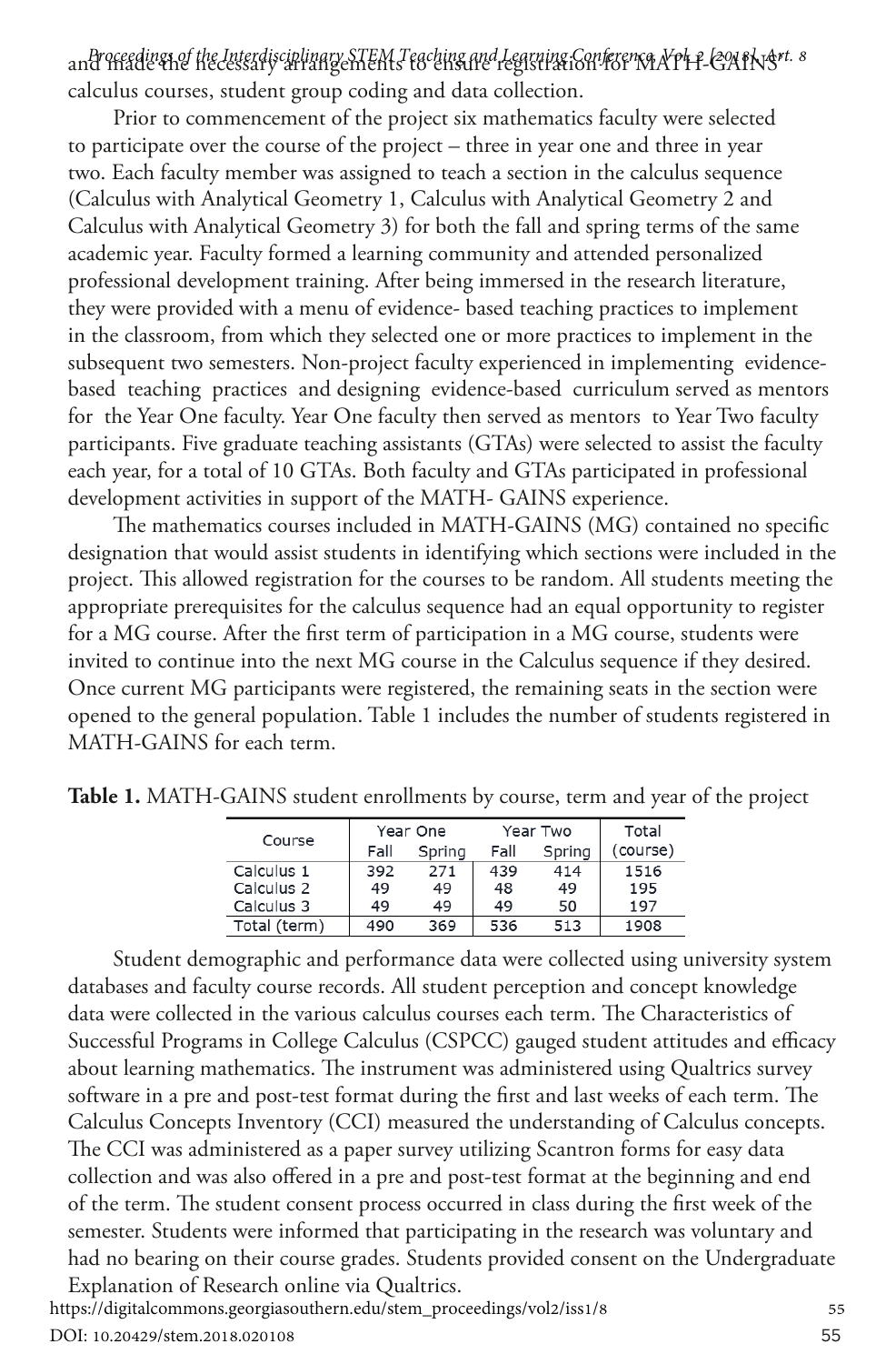and made the necessary arrangements to ensure registration for MATH-GAINS calculus courses, student group coding and data collection.

Prior to commencement of the project six mathematics faculty were selected to participate over the course of the project – three in year one and three in year two. Each faculty member was assigned to teach a section in the calculus sequence (Calculus with Analytical Geometry 1, Calculus with Analytical Geometry 2 and Calculus with Analytical Geometry 3) for both the fall and spring terms of the same academic year. Faculty formed a learning community and attended personalized professional development training. After being immersed in the research literature, they were provided with a menu of evidence- based teaching practices to implement in the classroom, from which they selected one or more practices to implement in the subsequent two semesters. Non-project faculty experienced in implementing evidence-based teaching practices and designing evidence-based curriculum served as mentors for the Year One faculty. Year One faculty then served as mentors to Year Two faculty participants. Five graduate teaching assistants (GTAs) were selected to assist the faculty each year, for a total of 10 GTAs. Both faculty and GTAs participated in professional development activities in support of the MATH- GAINS experience.

The mathematics courses included in MATH-GAINS (MG) contained no specific designation that would assist students in identifying which sections were included in the project. This allowed registration for the courses to be random. All students meeting the appropriate prerequisites for the calculus sequence had an equal opportunity to register for a MG course. After the first term of participation in a MG course, students were invited to continue into the next MG course in the Calculus sequence if they desired. Once current MG participants were registered, the remaining seats in the section were opened to the general population. Table 1 includes the number of students registered in MATH-GAINS for each term.

**Table 1.** MATH-GAINS student enrollments by course, term and year of the project

| Course | Year One | | Year Two | | Total |
|---|---|---|---|---|---|
| | Fall | Spring | Fall | Spring | (course) |
| Calculus 1 | 392 | 271 | 439 | 414 | 1516 |
| Calculus 2 | 49 | 49 | 48 | 49 | 195 |
| Calculus 3 | 49 | 49 | 49 | 50 | 197 |
| Total (term) | 490 | 369 | 536 | 513 | 1908 |

Student demographic and performance data were collected using university system databases and faculty course records. All student perception and concept knowledge data were collected in the various calculus courses each term. The Characteristics of Successful Programs in College Calculus (CSPCC) gauged student attitudes and efficacy about learning mathematics. The instrument was administered using Qualtrics survey software in a pre and post-test format during the first and last weeks of each term. The Calculus Concepts Inventory (CCI) measured the understanding of Calculus concepts. The CCI was administered as a paper survey utilizing Scantron forms for easy data collection and was also offered in a pre and post-test format at the beginning and end of the term. The student consent process occurred in class during the first week of the semester. Students were informed that participating in the research was voluntary and had no bearing on their course grades. Students provided consent on the Undergraduate Explanation of Research online via Qualtrics.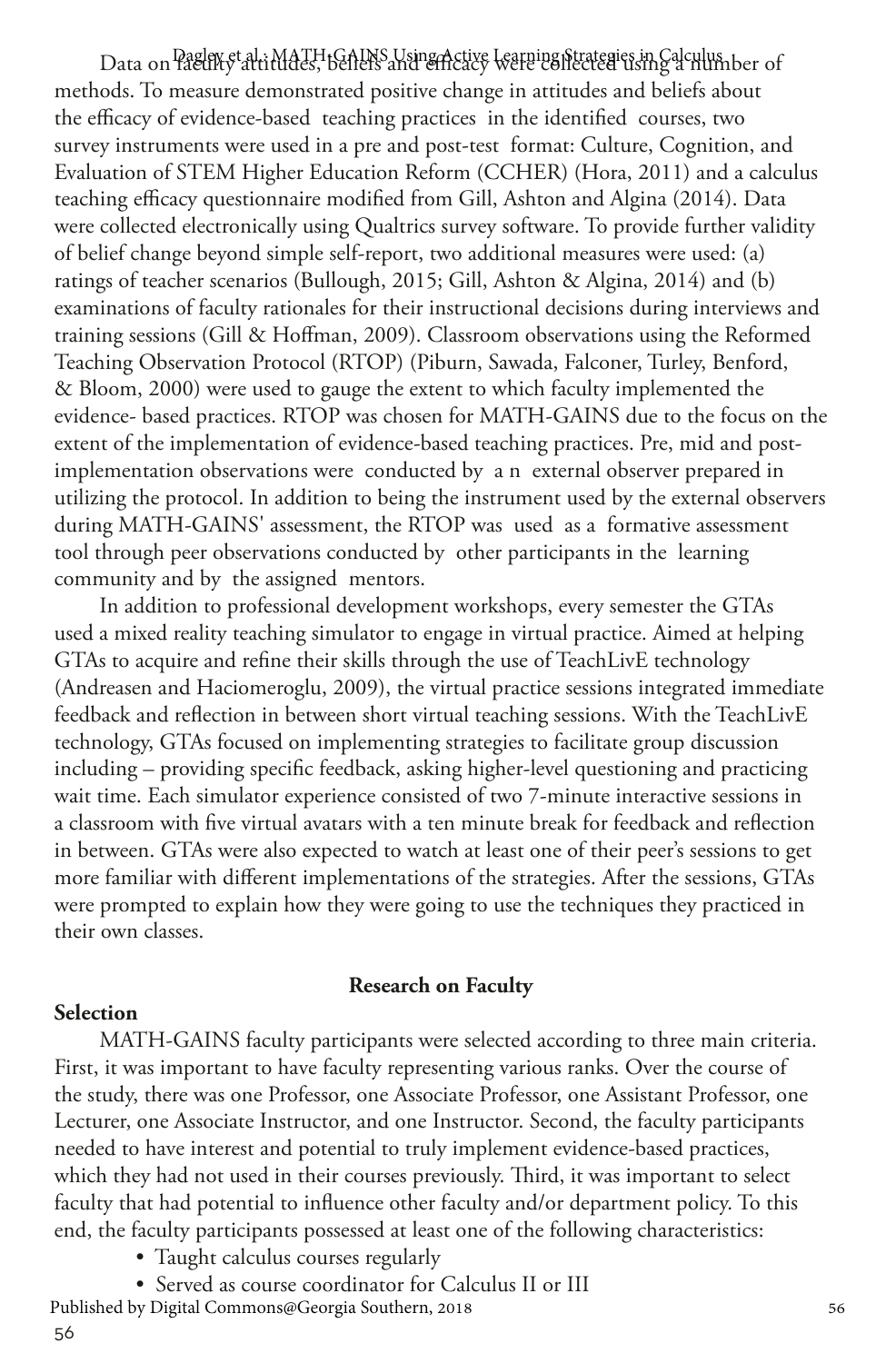Data on faculty attitudes, beliefs and efficacy were collected using a number of methods. To measure demonstrated positive change in attitudes and beliefs about the efficacy of evidence-based teaching practices in the identified courses, two survey instruments were used in a pre and post-test format: Culture, Cognition, and Evaluation of STEM Higher Education Reform (CCHER) (Hora, 2011) and a calculus teaching efficacy questionnaire modified from Gill, Ashton and Algina (2014). Data were collected electronically using Qualtrics survey software. To provide further validity of belief change beyond simple self-report, two additional measures were used: (a) ratings of teacher scenarios (Bullough, 2015; Gill, Ashton & Algina, 2014) and (b) examinations of faculty rationales for their instructional decisions during interviews and training sessions (Gill & Hoffman, 2009). Classroom observations using the Reformed Teaching Observation Protocol (RTOP) (Piburn, Sawada, Falconer, Turley, Benford, & Bloom, 2000) were used to gauge the extent to which faculty implemented the evidence- based practices. RTOP was chosen for MATH-GAINS due to the focus on the extent of the implementation of evidence-based teaching practices. Pre, mid and post-implementation observations were conducted by a n external observer prepared in utilizing the protocol. In addition to being the instrument used by the external observers during MATH-GAINS' assessment, the RTOP was used as a formative assessment tool through peer observations conducted by other participants in the learning community and by the assigned mentors.

In addition to professional development workshops, every semester the GTAs used a mixed reality teaching simulator to engage in virtual practice. Aimed at helping GTAs to acquire and refine their skills through the use of TeachLivE technology (Andreasen and Haciomeroglu, 2009), the virtual practice sessions integrated immediate feedback and reflection in between short virtual teaching sessions. With the TeachLivE technology, GTAs focused on implementing strategies to facilitate group discussion including – providing specific feedback, asking higher-level questioning and practicing wait time. Each simulator experience consisted of two 7-minute interactive sessions in a classroom with five virtual avatars with a ten minute break for feedback and reflection in between. GTAs were also expected to watch at least one of their peer's sessions to get more familiar with different implementations of the strategies. After the sessions, GTAs were prompted to explain how they were going to use the techniques they practiced in their own classes.

## Research on Faculty

### Selection

MATH-GAINS faculty participants were selected according to three main criteria. First, it was important to have faculty representing various ranks. Over the course of the study, there was one Professor, one Associate Professor, one Assistant Professor, one Lecturer, one Associate Instructor, and one Instructor. Second, the faculty participants needed to have interest and potential to truly implement evidence-based practices, which they had not used in their courses previously. Third, it was important to select faculty that had potential to influence other faculty and/or department policy. To this end, the faculty participants possessed at least one of the following characteristics:

- Taught calculus courses regularly
- Served as course coordinator for Calculus II or III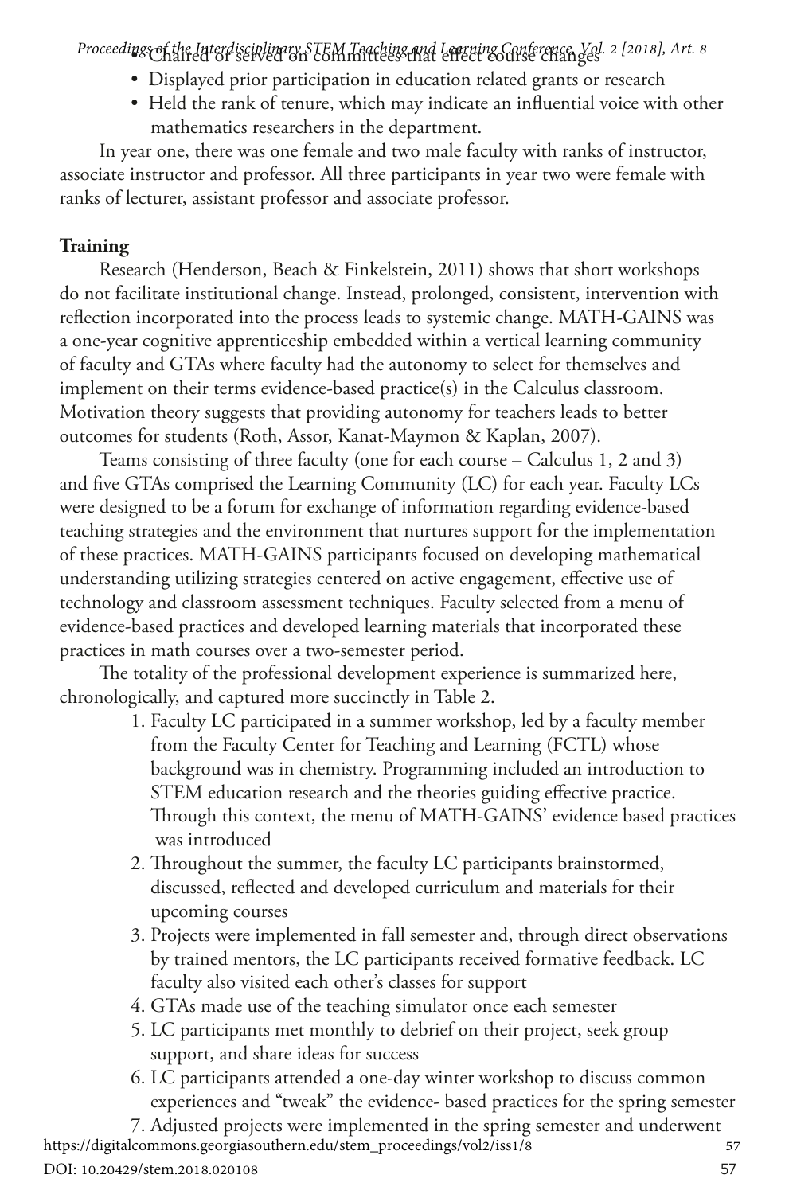- Chaired or served on committees that effect course changes
- Displayed prior participation in education related grants or research
- Held the rank of tenure, which may indicate an influential voice with other mathematics researchers in the department.

In year one, there was one female and two male faculty with ranks of instructor, associate instructor and professor. All three participants in year two were female with ranks of lecturer, assistant professor and associate professor.

**Training**

Research (Henderson, Beach & Finkelstein, 2011) shows that short workshops do not facilitate institutional change. Instead, prolonged, consistent, intervention with reflection incorporated into the process leads to systemic change. MATH-GAINS was a one-year cognitive apprenticeship embedded within a vertical learning community of faculty and GTAs where faculty had the autonomy to select for themselves and implement on their terms evidence-based practice(s) in the Calculus classroom. Motivation theory suggests that providing autonomy for teachers leads to better outcomes for students (Roth, Assor, Kanat-Maymon & Kaplan, 2007).

Teams consisting of three faculty (one for each course – Calculus 1, 2 and 3) and five GTAs comprised the Learning Community (LC) for each year. Faculty LCs were designed to be a forum for exchange of information regarding evidence-based teaching strategies and the environment that nurtures support for the implementation of these practices. MATH-GAINS participants focused on developing mathematical understanding utilizing strategies centered on active engagement, effective use of technology and classroom assessment techniques. Faculty selected from a menu of evidence-based practices and developed learning materials that incorporated these practices in math courses over a two-semester period.

The totality of the professional development experience is summarized here, chronologically, and captured more succinctly in Table 2.

1. Faculty LC participated in a summer workshop, led by a faculty member from the Faculty Center for Teaching and Learning (FCTL) whose background was in chemistry. Programming included an introduction to STEM education research and the theories guiding effective practice. Through this context, the menu of MATH-GAINS' evidence based practices was introduced
2. Throughout the summer, the faculty LC participants brainstormed, discussed, reflected and developed curriculum and materials for their upcoming courses
3. Projects were implemented in fall semester and, through direct observations by trained mentors, the LC participants received formative feedback. LC faculty also visited each other's classes for support
4. GTAs made use of the teaching simulator once each semester
5. LC participants met monthly to debrief on their project, seek group support, and share ideas for success
6. LC participants attended a one-day winter workshop to discuss common experiences and "tweak" the evidence- based practices for the spring semester
7. Adjusted projects were implemented in the spring semester and underwent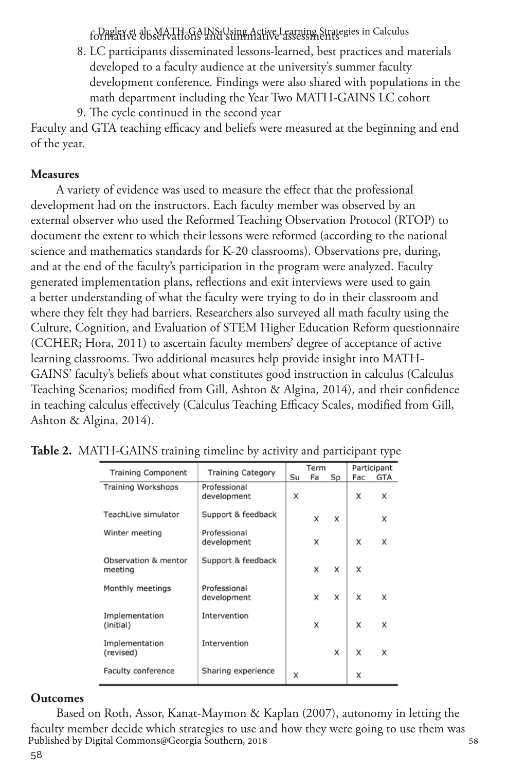formative observations and summative assessments

8. LC participants disseminated lessons-learned, best practices and materials developed to a faculty audience at the university's summer faculty development conference. Findings were also shared with populations in the math department including the Year Two MATH-GAINS LC cohort
9. The cycle continued in the second year

Faculty and GTA teaching efficacy and beliefs were measured at the beginning and end of the year.

**Measures**

A variety of evidence was used to measure the effect that the professional development had on the instructors. Each faculty member was observed by an external observer who used the Reformed Teaching Observation Protocol (RTOP) to document the extent to which their lessons were reformed (according to the national science and mathematics standards for K-20 classrooms). Observations pre, during, and at the end of the faculty's participation in the program were analyzed. Faculty generated implementation plans, reflections and exit interviews were used to gain a better understanding of what the faculty were trying to do in their classroom and where they felt they had barriers. Researchers also surveyed all math faculty using the Culture, Cognition, and Evaluation of STEM Higher Education Reform questionnaire (CCHER; Hora, 2011) to ascertain faculty members' degree of acceptance of active learning classrooms. Two additional measures help provide insight into MATH-GAINS' faculty's beliefs about what constitutes good instruction in calculus (Calculus Teaching Scenarios; modified from Gill, Ashton & Algina, 2014), and their confidence in teaching calculus effectively (Calculus Teaching Efficacy Scales, modified from Gill, Ashton & Algina, 2014).

**Table 2.** MATH-GAINS training timeline by activity and participant type

| Training Component | Training Category | Term | | | Participant | |
|---|---|---|---|---|---|---|
| | | Su | Fa | Sp | Fac | GTA |
| Training Workshops | Professional development | x | | | x | x |
| TeachLive simulator | Support & feedback | | x | x | | x |
| Winter meeting | Professional development | | x | | x | x |
| Observation & mentor meeting | Support & feedback | | x | x | x | |
| Monthly meetings | Professional development | | x | x | x | x |
| Implementation (initial) | Intervention | | x | | x | x |
| Implementation (revised) | Intervention | | | x | x | x |
| Faculty conference | Sharing experience | x | | | x | |

**Outcomes**

Based on Roth, Assor, Kanat-Maymon & Kaplan (2007), autonomy in letting the faculty member decide which strategies to use and how they were going to use them was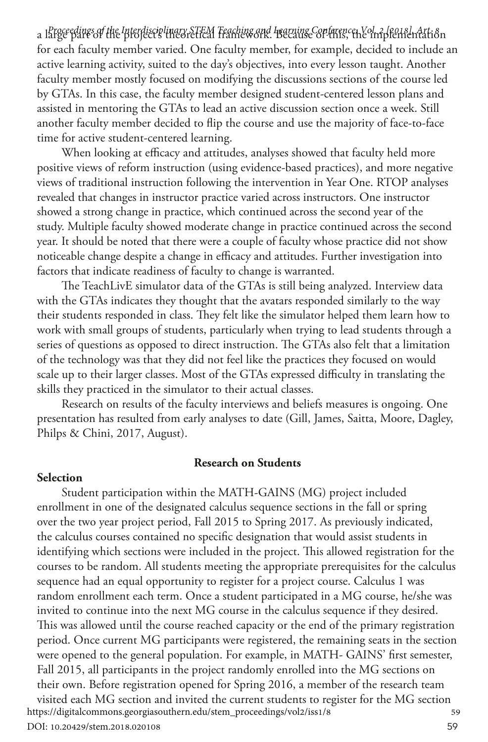a large part of the project's theoretical framework. Because of this, the implementation for each faculty member varied. One faculty member, for example, decided to include an active learning activity, suited to the day's objectives, into every lesson taught. Another faculty member mostly focused on modifying the discussions sections of the course led by GTAs. In this case, the faculty member designed student-centered lesson plans and assisted in mentoring the GTAs to lead an active discussion section once a week. Still another faculty member decided to flip the course and use the majority of face-to-face time for active student-centered learning.

When looking at efficacy and attitudes, analyses showed that faculty held more positive views of reform instruction (using evidence-based practices), and more negative views of traditional instruction following the intervention in Year One. RTOP analyses revealed that changes in instructor practice varied across instructors. One instructor showed a strong change in practice, which continued across the second year of the study. Multiple faculty showed moderate change in practice continued across the second year. It should be noted that there were a couple of faculty whose practice did not show noticeable change despite a change in efficacy and attitudes. Further investigation into factors that indicate readiness of faculty to change is warranted.

The TeachLivE simulator data of the GTAs is still being analyzed. Interview data with the GTAs indicates they thought that the avatars responded similarly to the way their students responded in class. They felt like the simulator helped them learn how to work with small groups of students, particularly when trying to lead students through a series of questions as opposed to direct instruction. The GTAs also felt that a limitation of the technology was that they did not feel like the practices they focused on would scale up to their larger classes. Most of the GTAs expressed difficulty in translating the skills they practiced in the simulator to their actual classes.

Research on results of the faculty interviews and beliefs measures is ongoing. One presentation has resulted from early analyses to date (Gill, James, Saitta, Moore, Dagley, Philps & Chini, 2017, August).

## Research on Students

### Selection

Student participation within the MATH-GAINS (MG) project included enrollment in one of the designated calculus sequence sections in the fall or spring over the two year project period, Fall 2015 to Spring 2017. As previously indicated, the calculus courses contained no specific designation that would assist students in identifying which sections were included in the project. This allowed registration for the courses to be random. All students meeting the appropriate prerequisites for the calculus sequence had an equal opportunity to register for a project course. Calculus 1 was random enrollment each term. Once a student participated in a MG course, he/she was invited to continue into the next MG course in the calculus sequence if they desired. This was allowed until the course reached capacity or the end of the primary registration period. Once current MG participants were registered, the remaining seats in the section were opened to the general population. For example, in MATH- GAINS' first semester, Fall 2015, all participants in the project randomly enrolled into the MG sections on their own. Before registration opened for Spring 2016, a member of the research team visited each MG section and invited the current students to register for the MG section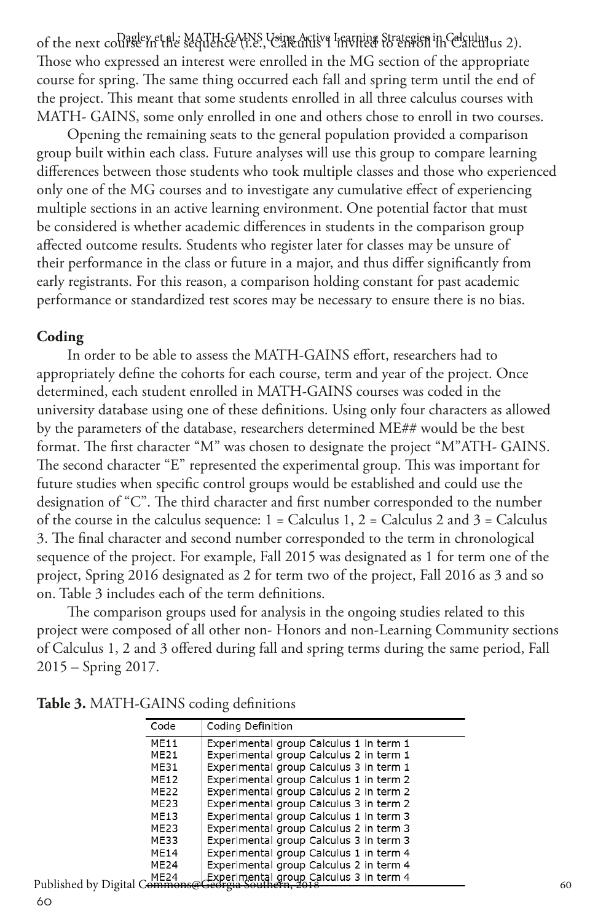of the next course in the sequence (i.e., Calculus 1 invited to enroll in Calculus 2). Those who expressed an interest were enrolled in the MG section of the appropriate course for spring. The same thing occurred each fall and spring term until the end of the project. This meant that some students enrolled in all three calculus courses with MATH- GAINS, some only enrolled in one and others chose to enroll in two courses.

Opening the remaining seats to the general population provided a comparison group built within each class. Future analyses will use this group to compare learning differences between those students who took multiple classes and those who experienced only one of the MG courses and to investigate any cumulative effect of experiencing multiple sections in an active learning environment. One potential factor that must be considered is whether academic differences in students in the comparison group affected outcome results. Students who register later for classes may be unsure of their performance in the class or future in a major, and thus differ significantly from early registrants. For this reason, a comparison holding constant for past academic performance or standardized test scores may be necessary to ensure there is no bias.

**Coding**

In order to be able to assess the MATH-GAINS effort, researchers had to appropriately define the cohorts for each course, term and year of the project. Once determined, each student enrolled in MATH-GAINS courses was coded in the university database using one of these definitions. Using only four characters as allowed by the parameters of the database, researchers determined ME## would be the best format. The first character "M" was chosen to designate the project "M"ATH- GAINS. The second character "E" represented the experimental group. This was important for future studies when specific control groups would be established and could use the designation of "C". The third character and first number corresponded to the number of the course in the calculus sequence: 1 = Calculus 1, 2 = Calculus 2 and 3 = Calculus 3. The final character and second number corresponded to the term in chronological sequence of the project. For example, Fall 2015 was designated as 1 for term one of the project, Spring 2016 designated as 2 for term two of the project, Fall 2016 as 3 and so on. Table 3 includes each of the term definitions.

The comparison groups used for analysis in the ongoing studies related to this project were composed of all other non- Honors and non-Learning Community sections of Calculus 1, 2 and 3 offered during fall and spring terms during the same period, Fall 2015 – Spring 2017.

**Table 3.** MATH-GAINS coding definitions

| Code | Coding Definition |
|---|---|
| ME11 | Experimental group Calculus 1 in term 1 |
| ME21 | Experimental group Calculus 2 in term 1 |
| ME31 | Experimental group Calculus 3 in term 1 |
| ME12 | Experimental group Calculus 1 in term 2 |
| ME22 | Experimental group Calculus 2 in term 2 |
| ME23 | Experimental group Calculus 3 in term 2 |
| ME13 | Experimental group Calculus 1 in term 3 |
| ME23 | Experimental group Calculus 2 in term 3 |
| ME33 | Experimental group Calculus 3 in term 3 |
| ME14 | Experimental group Calculus 1 in term 4 |
| ME24 | Experimental group Calculus 2 in term 4 |
| ME24 | Experimental group Calculus 3 in term 4 |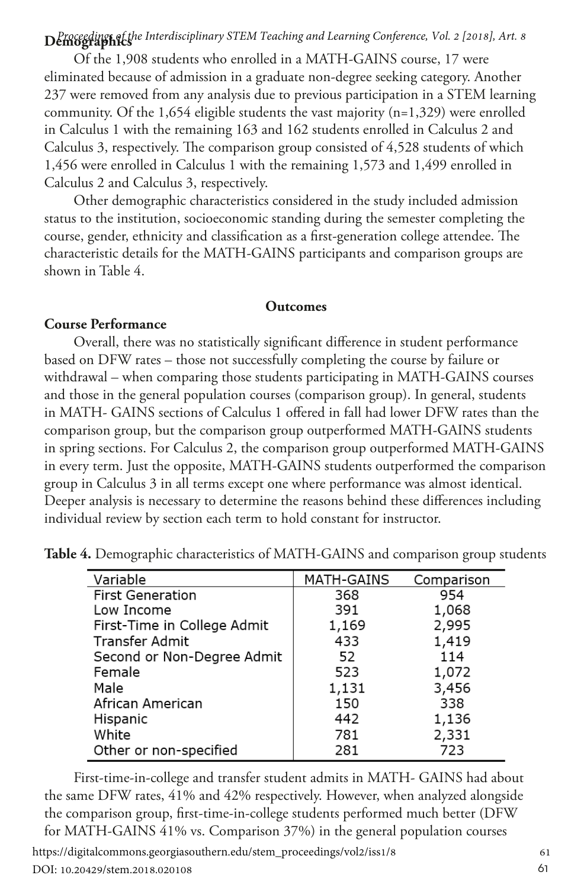**Demographics**

Of the 1,908 students who enrolled in a MATH-GAINS course, 17 were eliminated because of admission in a graduate non-degree seeking category. Another 237 were removed from any analysis due to previous participation in a STEM learning community. Of the 1,654 eligible students the vast majority (n=1,329) were enrolled in Calculus 1 with the remaining 163 and 162 students enrolled in Calculus 2 and Calculus 3, respectively. The comparison group consisted of 4,528 students of which 1,456 were enrolled in Calculus 1 with the remaining 1,573 and 1,499 enrolled in Calculus 2 and Calculus 3, respectively.

Other demographic characteristics considered in the study included admission status to the institution, socioeconomic standing during the semester completing the course, gender, ethnicity and classification as a first-generation college attendee. The characteristic details for the MATH-GAINS participants and comparison groups are shown in Table 4.

## Outcomes

**Course Performance**

Overall, there was no statistically significant difference in student performance based on DFW rates – those not successfully completing the course by failure or withdrawal – when comparing those students participating in MATH-GAINS courses and those in the general population courses (comparison group). In general, students in MATH- GAINS sections of Calculus 1 offered in fall had lower DFW rates than the comparison group, but the comparison group outperformed MATH-GAINS students in spring sections. For Calculus 2, the comparison group outperformed MATH-GAINS in every term. Just the opposite, MATH-GAINS students outperformed the comparison group in Calculus 3 in all terms except one where performance was almost identical. Deeper analysis is necessary to determine the reasons behind these differences including individual review by section each term to hold constant for instructor.

**Table 4.** Demographic characteristics of MATH-GAINS and comparison group students

| Variable | MATH-GAINS | Comparison |
|---|---|---|
| First Generation | 368 | 954 |
| Low Income | 391 | 1,068 |
| First-Time in College Admit | 1,169 | 2,995 |
| Transfer Admit | 433 | 1,419 |
| Second or Non-Degree Admit | 52 | 114 |
| Female | 523 | 1,072 |
| Male | 1,131 | 3,456 |
| African American | 150 | 338 |
| Hispanic | 442 | 1,136 |
| White | 781 | 2,331 |
| Other or non-specified | 281 | 723 |

First-time-in-college and transfer student admits in MATH- GAINS had about the same DFW rates, 41% and 42% respectively. However, when analyzed alongside the comparison group, first-time-in-college students performed much better (DFW for MATH-GAINS 41% vs. Comparison 37%) in the general population courses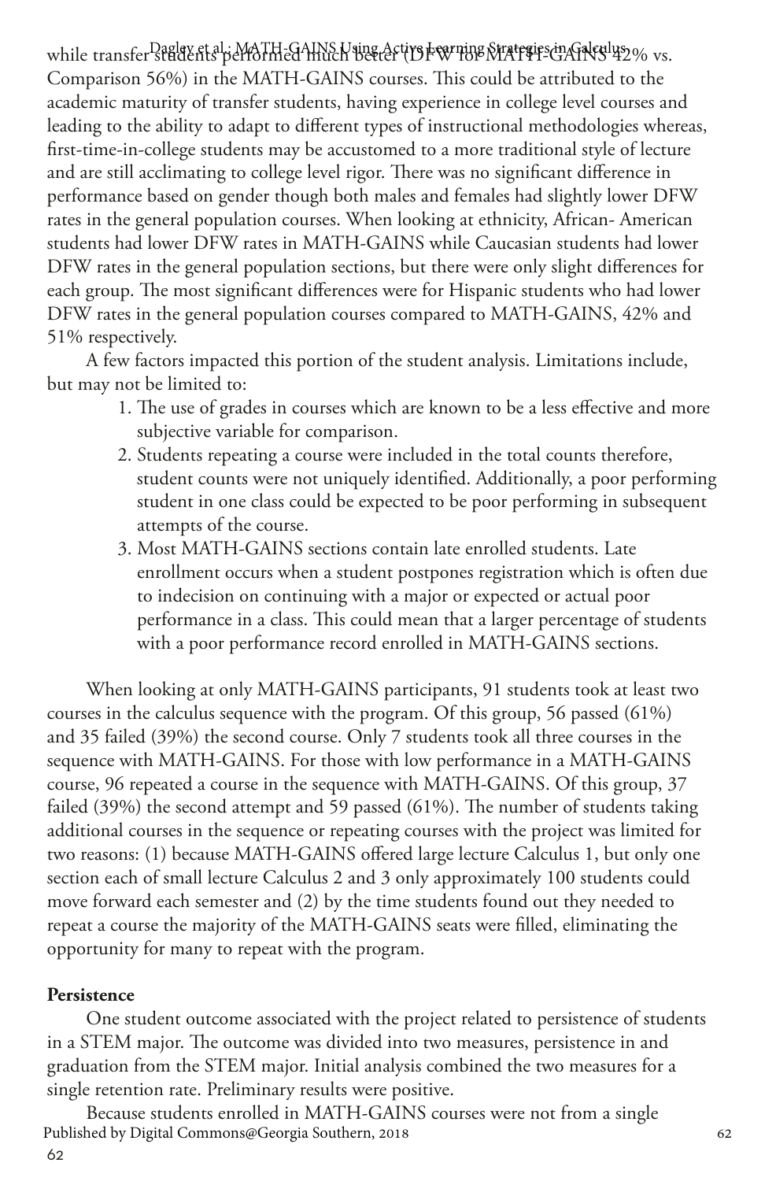while transfer students performed much better (DFW for MATH-GAINS 42% vs. Comparison 56%) in the MATH-GAINS courses. This could be attributed to the academic maturity of transfer students, having experience in college level courses and leading to the ability to adapt to different types of instructional methodologies whereas, first-time-in-college students may be accustomed to a more traditional style of lecture and are still acclimating to college level rigor. There was no significant difference in performance based on gender though both males and females had slightly lower DFW rates in the general population courses. When looking at ethnicity, African- American students had lower DFW rates in MATH-GAINS while Caucasian students had lower DFW rates in the general population sections, but there were only slight differences for each group. The most significant differences were for Hispanic students who had lower DFW rates in the general population courses compared to MATH-GAINS, 42% and 51% respectively.

A few factors impacted this portion of the student analysis. Limitations include, but may not be limited to:

1. The use of grades in courses which are known to be a less effective and more subjective variable for comparison.
2. Students repeating a course were included in the total counts therefore, student counts were not uniquely identified. Additionally, a poor performing student in one class could be expected to be poor performing in subsequent attempts of the course.
3. Most MATH-GAINS sections contain late enrolled students. Late enrollment occurs when a student postpones registration which is often due to indecision on continuing with a major or expected or actual poor performance in a class. This could mean that a larger percentage of students with a poor performance record enrolled in MATH-GAINS sections.

When looking at only MATH-GAINS participants, 91 students took at least two courses in the calculus sequence with the program. Of this group, 56 passed (61%) and 35 failed (39%) the second course. Only 7 students took all three courses in the sequence with MATH-GAINS. For those with low performance in a MATH-GAINS course, 96 repeated a course in the sequence with MATH-GAINS. Of this group, 37 failed (39%) the second attempt and 59 passed (61%). The number of students taking additional courses in the sequence or repeating courses with the project was limited for two reasons: (1) because MATH-GAINS offered large lecture Calculus 1, but only one section each of small lecture Calculus 2 and 3 only approximately 100 students could move forward each semester and (2) by the time students found out they needed to repeat a course the majority of the MATH-GAINS seats were filled, eliminating the opportunity for many to repeat with the program.

**Persistence**

One student outcome associated with the project related to persistence of students in a STEM major. The outcome was divided into two measures, persistence in and graduation from the STEM major. Initial analysis combined the two measures for a single retention rate. Preliminary results were positive.

Because students enrolled in MATH-GAINS courses were not from a single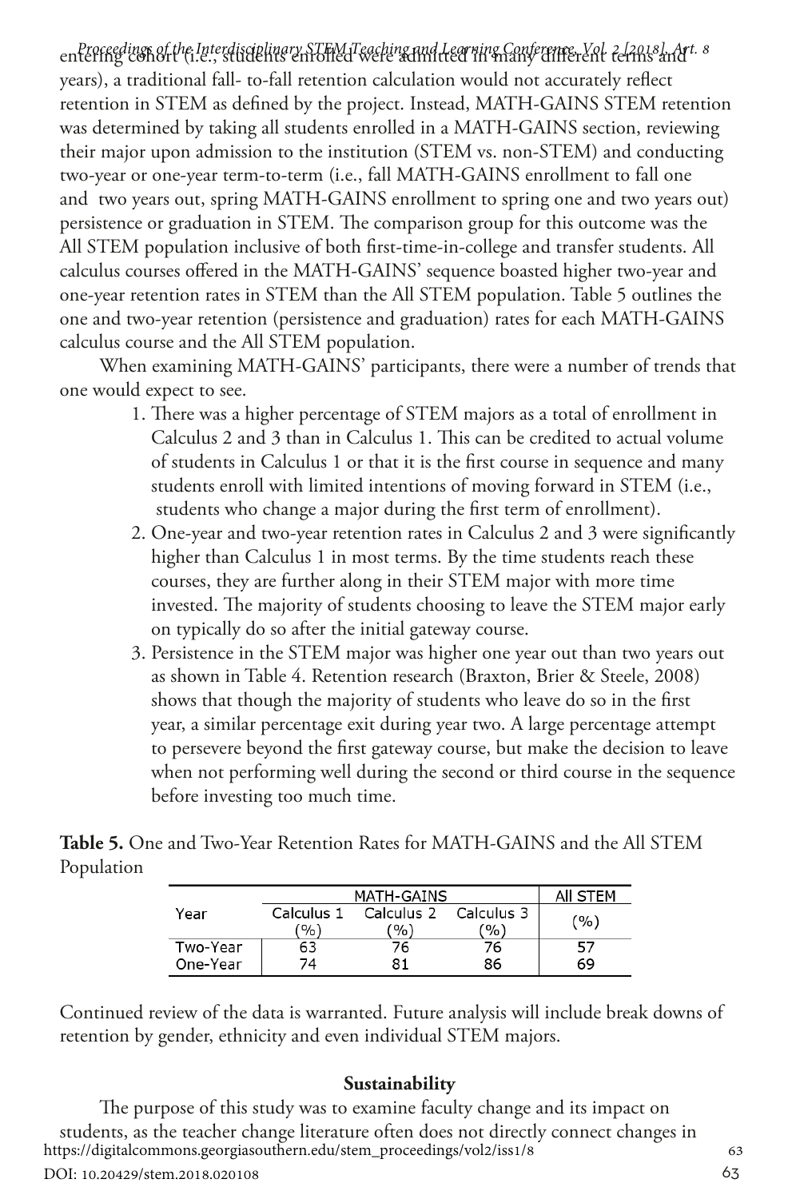entering cohort (i.e., students enrolled were admitted in many different terms and years), a traditional fall- to-fall retention calculation would not accurately reflect retention in STEM as defined by the project. Instead, MATH-GAINS STEM retention was determined by taking all students enrolled in a MATH-GAINS section, reviewing their major upon admission to the institution (STEM vs. non-STEM) and conducting two-year or one-year term-to-term (i.e., fall MATH-GAINS enrollment to fall one and two years out, spring MATH-GAINS enrollment to spring one and two years out) persistence or graduation in STEM. The comparison group for this outcome was the All STEM population inclusive of both first-time-in-college and transfer students. All calculus courses offered in the MATH-GAINS' sequence boasted higher two-year and one-year retention rates in STEM than the All STEM population. Table 5 outlines the one and two-year retention (persistence and graduation) rates for each MATH-GAINS calculus course and the All STEM population.

When examining MATH-GAINS' participants, there were a number of trends that one would expect to see.

1. There was a higher percentage of STEM majors as a total of enrollment in Calculus 2 and 3 than in Calculus 1. This can be credited to actual volume of students in Calculus 1 or that it is the first course in sequence and many students enroll with limited intentions of moving forward in STEM (i.e., students who change a major during the first term of enrollment).
2. One-year and two-year retention rates in Calculus 2 and 3 were significantly higher than Calculus 1 in most terms. By the time students reach these courses, they are further along in their STEM major with more time invested. The majority of students choosing to leave the STEM major early on typically do so after the initial gateway course.
3. Persistence in the STEM major was higher one year out than two years out as shown in Table 4. Retention research (Braxton, Brier & Steele, 2008) shows that though the majority of students who leave do so in the first year, a similar percentage exit during year two. A large percentage attempt to persevere beyond the first gateway course, but make the decision to leave when not performing well during the second or third course in the sequence before investing too much time.

**Table 5.** One and Two-Year Retention Rates for MATH-GAINS and the All STEM Population

| Year | MATH-GAINS | | | All STEM |
|---|---|---|---|---|
| | Calculus 1 (%) | Calculus 2 (%) | Calculus 3 (%) | (%) |
| Two-Year | 63 | 76 | 76 | 57 |
| One-Year | 74 | 81 | 86 | 69 |

Continued review of the data is warranted. Future analysis will include break downs of retention by gender, ethnicity and even individual STEM majors.

### Sustainability

The purpose of this study was to examine faculty change and its impact on students, as the teacher change literature often does not directly connect changes in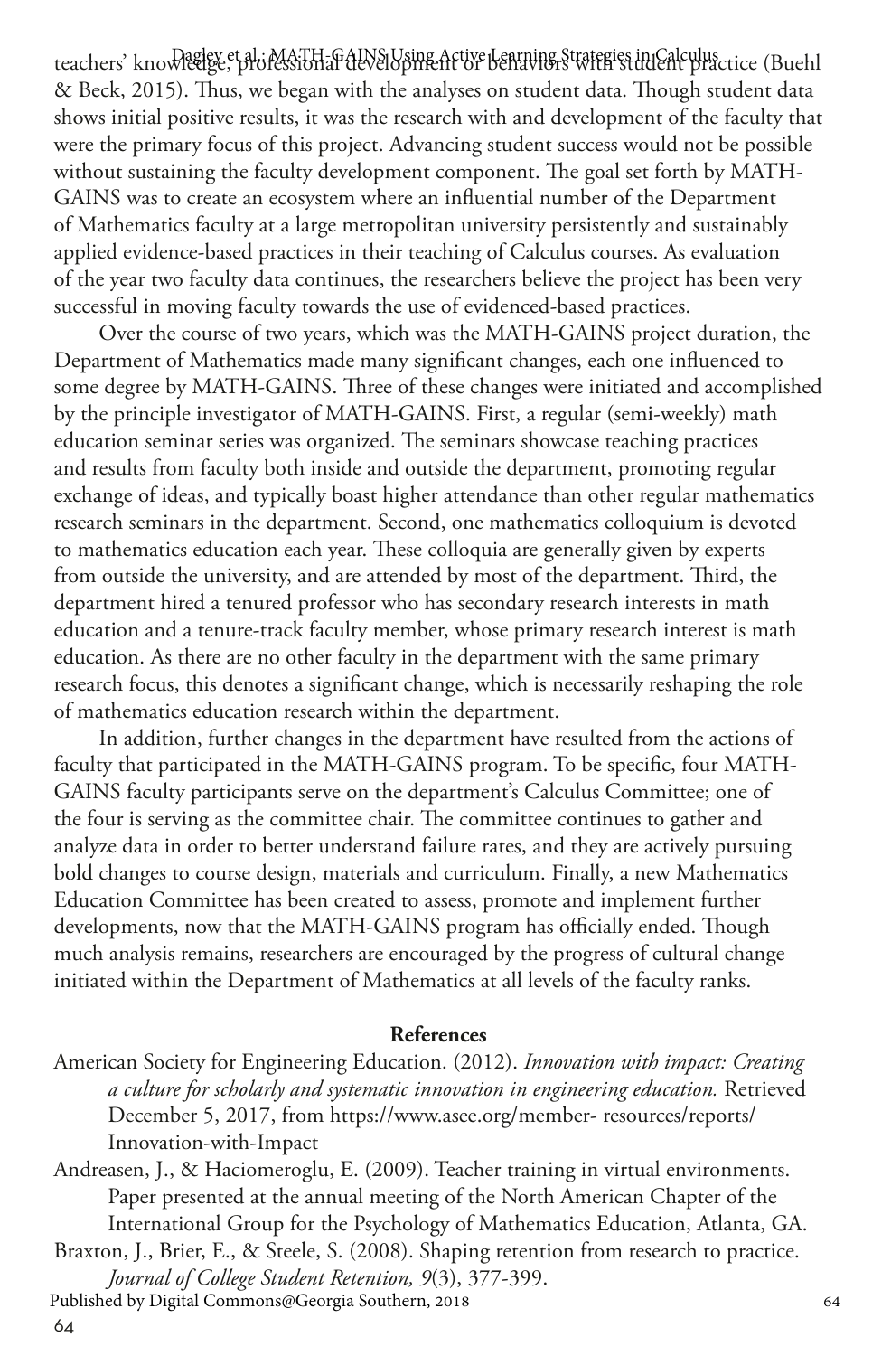teachers' knowledge, professional development or behaviors with student practice (Buehl & Beck, 2015). Thus, we began with the analyses on student data. Though student data shows initial positive results, it was the research with and development of the faculty that were the primary focus of this project. Advancing student success would not be possible without sustaining the faculty development component. The goal set forth by MATH-GAINS was to create an ecosystem where an influential number of the Department of Mathematics faculty at a large metropolitan university persistently and sustainably applied evidence-based practices in their teaching of Calculus courses. As evaluation of the year two faculty data continues, the researchers believe the project has been very successful in moving faculty towards the use of evidenced-based practices.

Over the course of two years, which was the MATH-GAINS project duration, the Department of Mathematics made many significant changes, each one influenced to some degree by MATH-GAINS. Three of these changes were initiated and accomplished by the principle investigator of MATH-GAINS. First, a regular (semi-weekly) math education seminar series was organized. The seminars showcase teaching practices and results from faculty both inside and outside the department, promoting regular exchange of ideas, and typically boast higher attendance than other regular mathematics research seminars in the department. Second, one mathematics colloquium is devoted to mathematics education each year. These colloquia are generally given by experts from outside the university, and are attended by most of the department. Third, the department hired a tenured professor who has secondary research interests in math education and a tenure-track faculty member, whose primary research interest is math education. As there are no other faculty in the department with the same primary research focus, this denotes a significant change, which is necessarily reshaping the role of mathematics education research within the department.

In addition, further changes in the department have resulted from the actions of faculty that participated in the MATH-GAINS program. To be specific, four MATH-GAINS faculty participants serve on the department's Calculus Committee; one of the four is serving as the committee chair. The committee continues to gather and analyze data in order to better understand failure rates, and they are actively pursuing bold changes to course design, materials and curriculum. Finally, a new Mathematics Education Committee has been created to assess, promote and implement further developments, now that the MATH-GAINS program has officially ended. Though much analysis remains, researchers are encouraged by the progress of cultural change initiated within the Department of Mathematics at all levels of the faculty ranks.

## References

American Society for Engineering Education. (2012). *Innovation with impact: Creating a culture for scholarly and systematic innovation in engineering education.* Retrieved December 5, 2017, from https://www.asee.org/member- resources/reports/Innovation-with-Impact

Andreasen, J., & Haciomeroglu, E. (2009). Teacher training in virtual environments. Paper presented at the annual meeting of the North American Chapter of the International Group for the Psychology of Mathematics Education, Atlanta, GA.

Braxton, J., Brier, E., & Steele, S. (2008). Shaping retention from research to practice. *Journal of College Student Retention, 9*(3), 377-399.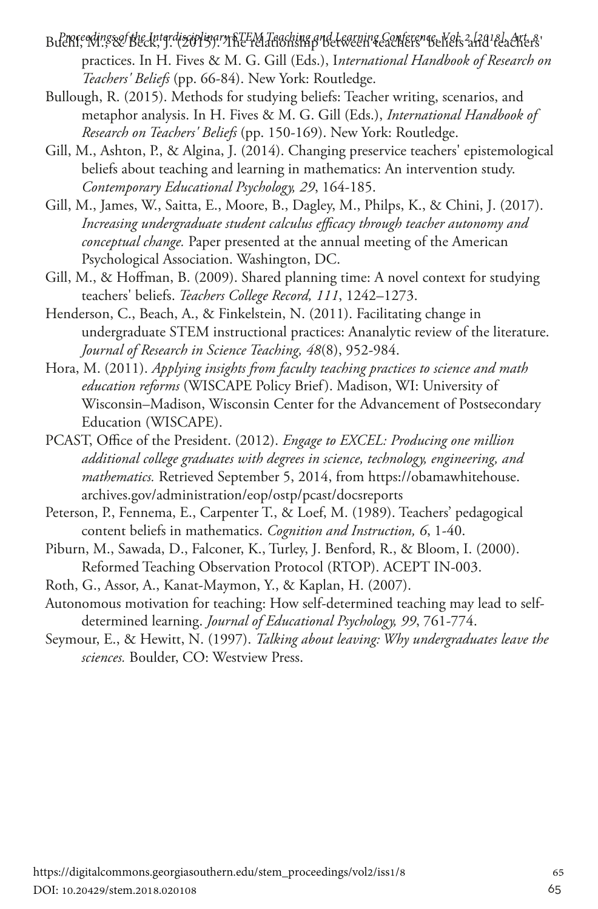Buehl, M., & Beck, J. (2015). The relationship between teachers' beliefs and teachers' practices. In H. Fives & M. G. Gill (Eds.), I*nternational Handbook of Research on Teachers' Beliefs* (pp. 66-84). New York: Routledge.

Bullough, R. (2015). Methods for studying beliefs: Teacher writing, scenarios, and metaphor analysis. In H. Fives & M. G. Gill (Eds.), *International Handbook of Research on Teachers' Beliefs* (pp. 150-169). New York: Routledge.

Gill, M., Ashton, P., & Algina, J. (2014). Changing preservice teachers' epistemological beliefs about teaching and learning in mathematics: An intervention study. *Contemporary Educational Psychology, 29*, 164-185.

Gill, M., James, W., Saitta, E., Moore, B., Dagley, M., Philps, K., & Chini, J. (2017). *Increasing undergraduate student calculus efficacy through teacher autonomy and conceptual change.* Paper presented at the annual meeting of the American Psychological Association. Washington, DC.

Gill, M., & Hoffman, B. (2009). Shared planning time: A novel context for studying teachers' beliefs. *Teachers College Record, 111*, 1242–1273.

Henderson, C., Beach, A., & Finkelstein, N. (2011). Facilitating change in undergraduate STEM instructional practices: Ananalytic review of the literature. *Journal of Research in Science Teaching, 48*(8), 952-984.

Hora, M. (2011). *Applying insights from faculty teaching practices to science and math education reforms* (WISCAPE Policy Brief). Madison, WI: University of Wisconsin–Madison, Wisconsin Center for the Advancement of Postsecondary Education (WISCAPE).

PCAST, Office of the President. (2012). *Engage to EXCEL: Producing one million additional college graduates with degrees in science, technology, engineering, and mathematics.* Retrieved September 5, 2014, from https://obamawhitehouse.archives.gov/administration/eop/ostp/pcast/docsreports

Peterson, P., Fennema, E., Carpenter T., & Loef, M. (1989). Teachers' pedagogical content beliefs in mathematics. *Cognition and Instruction, 6*, 1-40.

Piburn, M., Sawada, D., Falconer, K., Turley, J. Benford, R., & Bloom, I. (2000). Reformed Teaching Observation Protocol (RTOP). ACEPT IN-003.

Roth, G., Assor, A., Kanat-Maymon, Y., & Kaplan, H. (2007).
Autonomous motivation for teaching: How self-determined teaching may lead to self-determined learning. *Journal of Educational Psychology, 99*, 761-774.

Seymour, E., & Hewitt, N. (1997). *Talking about leaving: Why undergraduates leave the sciences.* Boulder, CO: Westview Press.